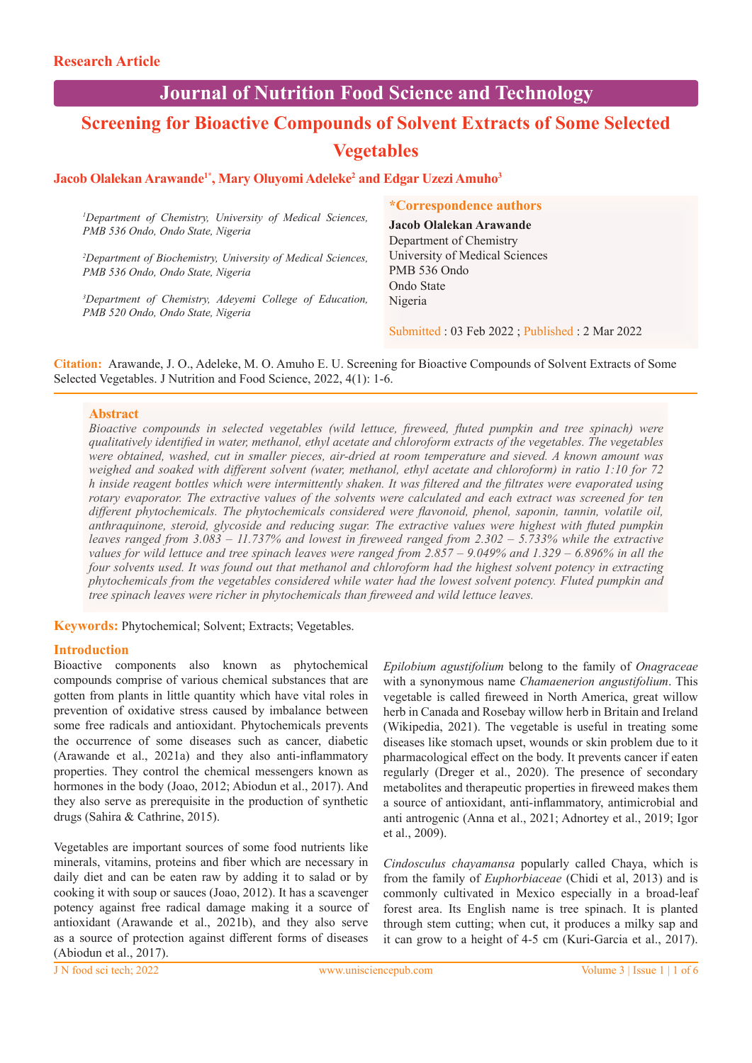Research Article

# Journal of Nutrition Food Science and Technology

## Screening for Bioactive Compounds of Solvent Extracts of Some Selected Vegetables

**Jacob Olalekan Arawande[1*], Mary Oluyomi Adeleke[2] and Edgar Uzezi Amuho[3]**

[1]Department of Chemistry, University of Medical Sciences, PMB 536 Ondo, Ondo State, Nigeria

[2]Department of Biochemistry, University of Medical Sciences, PMB 536 Ondo, Ondo State, Nigeria

[3]Department of Chemistry, Adeyemi College of Education, PMB 520 Ondo, Ondo State, Nigeria

**\*Correspondence authors**
**Jacob Olalekan Arawande**
Department of Chemistry
University of Medical Sciences
PMB 536 Ondo
Ondo State
Nigeria

Submitted : 03 Feb 2022 ; Published : 2 Mar 2022

**Citation:** Arawande, J. O., Adeleke, M. O. Amuho E. U. Screening for Bioactive Compounds of Solvent Extracts of Some Selected Vegetables. J Nutrition and Food Science, 2022, 4(1): 1-6.

### Abstract

*Bioactive compounds in selected vegetables (wild lettuce, fireweed, fluted pumpkin and tree spinach) were qualitatively identified in water, methanol, ethyl acetate and chloroform extracts of the vegetables. The vegetables were obtained, washed, cut in smaller pieces, air-dried at room temperature and sieved. A known amount was weighed and soaked with different solvent (water, methanol, ethyl acetate and chloroform) in ratio 1:10 for 72 h inside reagent bottles which were intermittently shaken. It was filtered and the filtrates were evaporated using rotary evaporator. The extractive values of the solvents were calculated and each extract was screened for ten different phytochemicals. The phytochemicals considered were flavonoid, phenol, saponin, tannin, volatile oil, anthraquinone, steroid, glycoside and reducing sugar. The extractive values were highest with fluted pumpkin leaves ranged from 3.083 – 11.737% and lowest in fireweed ranged from 2.302 – 5.733% while the extractive values for wild lettuce and tree spinach leaves were ranged from 2.857 – 9.049% and 1.329 – 6.896% in all the four solvents used. It was found out that methanol and chloroform had the highest solvent potency in extracting phytochemicals from the vegetables considered while water had the lowest solvent potency. Fluted pumpkin and tree spinach leaves were richer in phytochemicals than fireweed and wild lettuce leaves.*

**Keywords:** Phytochemical; Solvent; Extracts; Vegetables.

### Introduction

Bioactive components also known as phytochemical compounds comprise of various chemical substances that are gotten from plants in little quantity which have vital roles in prevention of oxidative stress caused by imbalance between some free radicals and antioxidant. Phytochemicals prevents the occurrence of some diseases such as cancer, diabetic (Arawande et al., 2021a) and they also anti-inflammatory properties. They control the chemical messengers known as hormones in the body (Joao, 2012; Abiodun et al., 2017). And they also serve as prerequisite in the production of synthetic drugs (Sahira & Cathrine, 2015).

Vegetables are important sources of some food nutrients like minerals, vitamins, proteins and fiber which are necessary in daily diet and can be eaten raw by adding it to salad or by cooking it with soup or sauces (Joao, 2012). It has a scavenger potency against free radical damage making it a source of antioxidant (Arawande et al., 2021b), and they also serve as a source of protection against different forms of diseases (Abiodun et al., 2017).

*Epilobium agustifolium* belong to the family of *Onagraceae* with a synonymous name *Chamaenerion angustifolium*. This vegetable is called fireweed in North America, great willow herb in Canada and Rosebay willow herb in Britain and Ireland (Wikipedia, 2021). The vegetable is useful in treating some diseases like stomach upset, wounds or skin problem due to it pharmacological effect on the body. It prevents cancer if eaten regularly (Dreger et al., 2020). The presence of secondary metabolites and therapeutic properties in fireweed makes them a source of antioxidant, anti-inflammatory, antimicrobial and anti antrogenic (Anna et al., 2021; Adnortey et al., 2019; Igor et al., 2009).

*Cindosculus chayamansa* popularly called Chaya, which is from the family of *Euphorbiaceae* (Chidi et al, 2013) and is commonly cultivated in Mexico especially in a broad-leaf forest area. Its English name is tree spinach. It is planted through stem cutting; when cut, it produces a milky sap and it can grow to a height of 4-5 cm (Kuri-Garcia et al., 2017).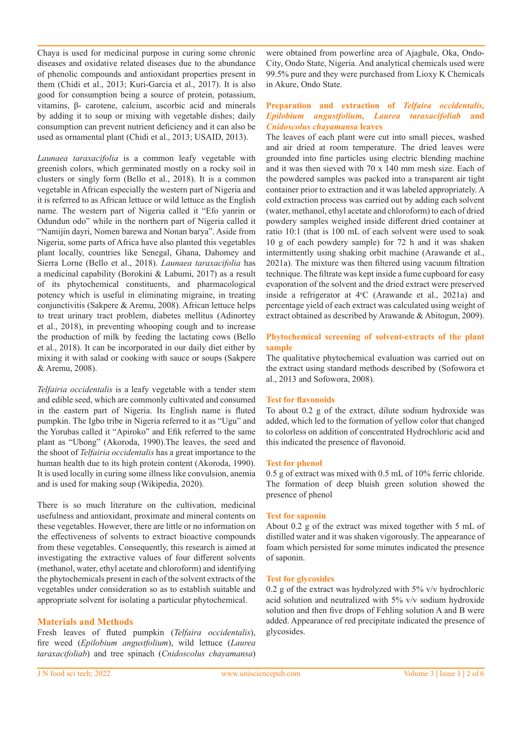Chaya is used for medicinal purpose in curing some chronic diseases and oxidative related diseases due to the abundance of phenolic compounds and antioxidant properties present in them (Chidi et al., 2013; Kuri-Garcia et al., 2017). It is also good for consumption being a source of protein, potassium, vitamins, β- carotene, calcium, ascorbic acid and minerals by adding it to soup or mixing with vegetable dishes; daily consumption can prevent nutrient deficiency and it can also be used as ornamental plant (Chidi et al., 2013; USAID, 2013).

*Launaea taraxacifolia* is a common leafy vegetable with greenish colors, which germinated mostly on a rocky soil in clusters or singly form (Bello et al., 2018). It is a common vegetable in African especially the western part of Nigeria and it is referred to as African lettuce or wild lettuce as the English name. The western part of Nigeria called it "Efo yanrin or Odundun odo" while in the northern part of Nigeria called it "Namijin dayri, Nomen barewa and Nonan barya". Aside from Nigeria, some parts of Africa have also planted this vegetables plant locally, countries like Senegal, Ghana, Dahomey and Sierra Lorne (Bello et al., 2018). *Launaea taraxacifolia* has a medicinal capability (Borokini & Labumi, 2017) as a result of its phytochemical constituents, and pharmacological potency which is useful in eliminating migraine, in treating conjunctivitis (Sakpere & Aremu, 2008). African lettuce helps to treat urinary tract problem, diabetes mellitus (Adinortey et al., 2018), in preventing whooping cough and to increase the production of milk by feeding the lactating cows (Bello et al., 2018). It can be incorporated in our daily diet either by mixing it with salad or cooking with sauce or soups (Sakpere & Aremu, 2008).

*Telfairia occidentalis* is a leafy vegetable with a tender stem and edible seed, which are commonly cultivated and consumed in the eastern part of Nigeria. Its English name is fluted pumpkin. The Igbo tribe in Nigeria referred to it as "Ugu" and the Yorubas called it "Apiroko" and Efik referred to the same plant as "Ubong" (Akoroda, 1990).The leaves, the seed and the shoot of *Telfairia occidentalis* has a great importance to the human health due to its high protein content (Akoroda, 1990). It is used locally in curing some illness like convulsion, anemia and is used for making soup (Wikipedia, 2020).

There is so much literature on the cultivation, medicinal usefulness and antioxidant, proximate and mineral contents on these vegetables. However, there are little or no information on the effectiveness of solvents to extract bioactive compounds from these vegetables. Consequently, this research is aimed at investigating the extractive values of four different solvents (methanol, water, ethyl acetate and chloroform) and identifying the phytochemicals present in each of the solvent extracts of the vegetables under consideration so as to establish suitable and appropriate solvent for isolating a particular phytochemical.

## Materials and Methods

Fresh leaves of fluted pumpkin (*Telfaira occidentalis*), fire weed (*Epilobium angustfolium*), wild lettuce (*Laurea taraxacifoliab*) and tree spinach (*Cnidoscolus chayamansa*) were obtained from powerline area of Ajagbale, Oka, Ondo-City, Ondo State, Nigeria. And analytical chemicals used were 99.5% pure and they were purchased from Lioxy K Chemicals in Akure, Ondo State.

### Preparation and extraction of *Telfaira occidentalis, Epilobium angustfolium, Laurea taraxacifoliab* and *Cnidoscolus chayamansa* leaves

The leaves of each plant were cut into small pieces, washed and air dried at room temperature. The dried leaves were grounded into fine particles using electric blending machine and it was then sieved with 70 x 140 mm mesh size. Each of the powdered samples was packed into a transparent air tight container prior to extraction and it was labeled appropriately. A cold extraction process was carried out by adding each solvent (water, methanol, ethyl acetate and chloroform) to each of dried powdery samples weighed inside different dried container at ratio 10:1 (that is 100 mL of each solvent were used to soak 10 g of each powdery sample) for 72 h and it was shaken intermittently using shaking orbit machine (Arawande et al., 2021a). The mixture was then filtered using vacuum filtration technique. The filtrate was kept inside a fume cupboard for easy evaporation of the solvent and the dried extract were preserved inside a refrigerator at 4$^{o}$C (Arawande et al., 2021a) and percentage yield of each extract was calculated using weight of extract obtained as described by Arawande & Abitogun, 2009).

### Phytochemical screening of solvent-extracts of the plant sample

The qualitative phytochemical evaluation was carried out on the extract using standard methods described by (Sofowora et al., 2013 and Sofowora, 2008).

### Test for flavonoids

To about 0.2 g of the extract, dilute sodium hydroxide was added, which led to the formation of yellow color that changed to colorless on addition of concentrated Hydrochloric acid and this indicated the presence of flavonoid.

### Test for phenol

0.5 g of extract was mixed with 0.5 mL of 10% ferric chloride. The formation of deep bluish green solution showed the presence of phenol

### Test for saponin

About 0.2 g of the extract was mixed together with 5 mL of distilled water and it was shaken vigorously. The appearance of foam which persisted for some minutes indicated the presence of saponin.

### Test for glycosides

0.2 g of the extract was hydrolyzed with 5% v/v hydrochloric acid solution and neutralized with 5% v/v sodium hydroxide solution and then five drops of Fehling solution A and B were added. Appearance of red precipitate indicated the presence of glycosides.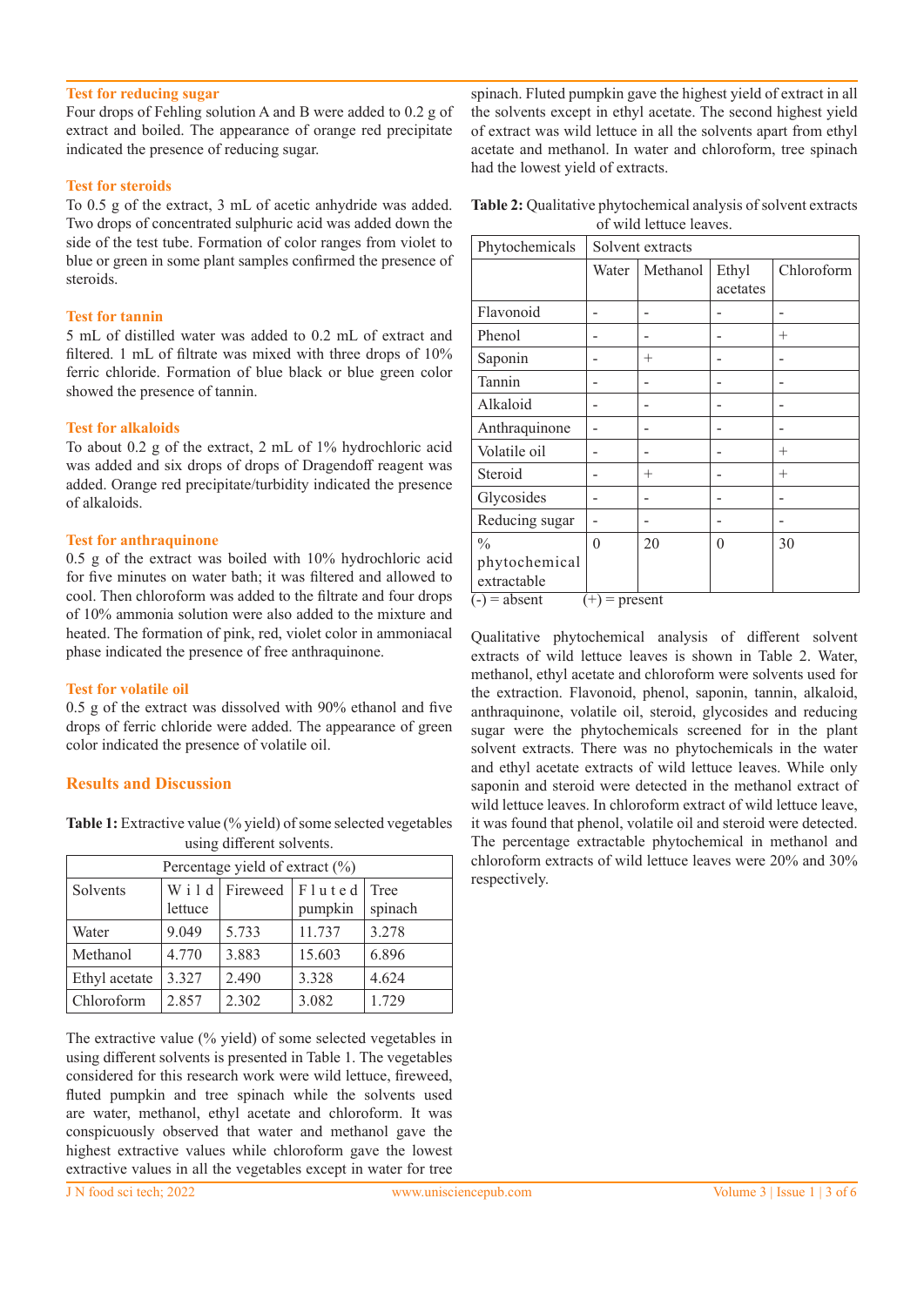### Test for reducing sugar

Four drops of Fehling solution A and B were added to 0.2 g of extract and boiled. The appearance of orange red precipitate indicated the presence of reducing sugar.

### Test for steroids

To 0.5 g of the extract, 3 mL of acetic anhydride was added. Two drops of concentrated sulphuric acid was added down the side of the test tube. Formation of color ranges from violet to blue or green in some plant samples confirmed the presence of steroids.

### Test for tannin

5 mL of distilled water was added to 0.2 mL of extract and filtered. 1 mL of filtrate was mixed with three drops of 10% ferric chloride. Formation of blue black or blue green color showed the presence of tannin.

### Test for alkaloids

To about 0.2 g of the extract, 2 mL of 1% hydrochloric acid was added and six drops of drops of Dragendoff reagent was added. Orange red precipitate/turbidity indicated the presence of alkaloids.

### Test for anthraquinone

0.5 g of the extract was boiled with 10% hydrochloric acid for five minutes on water bath; it was filtered and allowed to cool. Then chloroform was added to the filtrate and four drops of 10% ammonia solution were also added to the mixture and heated. The formation of pink, red, violet color in ammoniacal phase indicated the presence of free anthraquinone.

### Test for volatile oil

0.5 g of the extract was dissolved with 90% ethanol and five drops of ferric chloride were added. The appearance of green color indicated the presence of volatile oil.

## Results and Discussion

**Table 1:** Extractive value (% yield) of some selected vegetables using different solvents.

| | Percentage yield of extract (%) | | | |
|---|---|---|---|---|
| Solvents | Wild lettuce | Fireweed | Fluted pumpkin | Tree spinach |
| Water | 9.049 | 5.733 | 11.737 | 3.278 |
| Methanol | 4.770 | 3.883 | 15.603 | 6.896 |
| Ethyl acetate | 3.327 | 2.490 | 3.328 | 4.624 |
| Chloroform | 2.857 | 2.302 | 3.082 | 1.729 |

The extractive value (% yield) of some selected vegetables in using different solvents is presented in Table 1. The vegetables considered for this research work were wild lettuce, fireweed, fluted pumpkin and tree spinach while the solvents used are water, methanol, ethyl acetate and chloroform. It was conspicuously observed that water and methanol gave the highest extractive values while chloroform gave the lowest extractive values in all the vegetables except in water for tree spinach. Fluted pumpkin gave the highest yield of extract in all the solvents except in ethyl acetate. The second highest yield of extract was wild lettuce in all the solvents apart from ethyl acetate and methanol. In water and chloroform, tree spinach had the lowest yield of extracts.

**Table 2:** Qualitative phytochemical analysis of solvent extracts of wild lettuce leaves.

| Phytochemicals | Solvent extracts | | | |
|---|---|---|---|---|
| | Water | Methanol | Ethyl acetates | Chloroform |
| Flavonoid | - | - | - | - |
| Phenol | - | - | - | + |
| Saponin | - | + | - | - |
| Tannin | - | - | - | - |
| Alkaloid | - | - | - | - |
| Anthraquinone | - | - | - | - |
| Volatile oil | - | - | - | + |
| Steroid | - | + | - | + |
| Glycosides | - | - | - | - |
| Reducing sugar | - | - | - | - |
| % phytochemical extractable | 0 | 20 | 0 | 30 |

(-) = absent (+) = present

Qualitative phytochemical analysis of different solvent extracts of wild lettuce leaves is shown in Table 2. Water, methanol, ethyl acetate and chloroform were solvents used for the extraction. Flavonoid, phenol, saponin, tannin, alkaloid, anthraquinone, volatile oil, steroid, glycosides and reducing sugar were the phytochemicals screened for in the plant solvent extracts. There was no phytochemicals in the water and ethyl acetate extracts of wild lettuce leaves. While only saponin and steroid were detected in the methanol extract of wild lettuce leaves. In chloroform extract of wild lettuce leave, it was found that phenol, volatile oil and steroid were detected. The percentage extractable phytochemical in methanol and chloroform extracts of wild lettuce leaves were 20% and 30% respectively.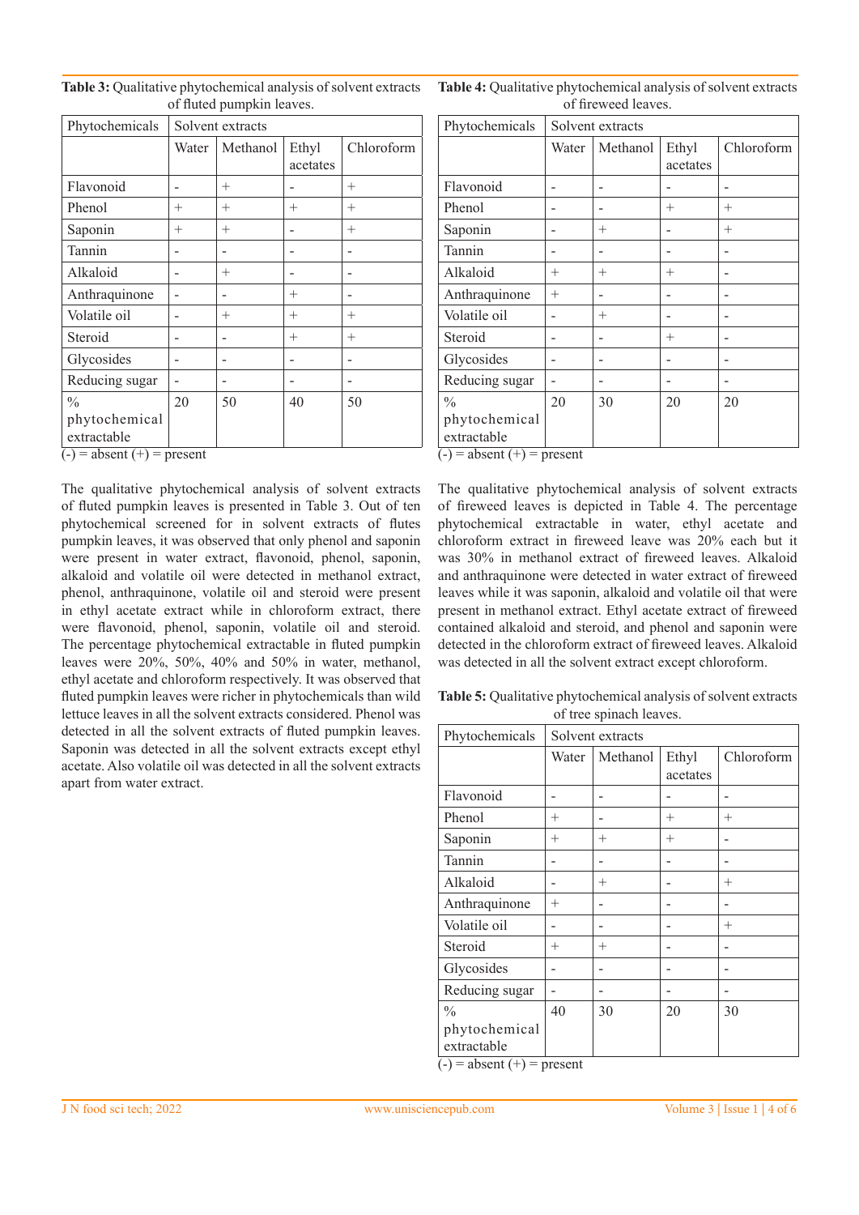**Table 3:** Qualitative phytochemical analysis of solvent extracts of fluted pumpkin leaves.

| Phytochemicals | Solvent extracts | | | |
|---|---|---|---|---|
| | Water | Methanol | Ethyl acetates | Chloroform |
| Flavonoid | - | + | - | + |
| Phenol | + | + | + | + |
| Saponin | + | + | - | + |
| Tannin | - | - | - | - |
| Alkaloid | - | + | - | - |
| Anthraquinone | - | - | + | - |
| Volatile oil | - | + | + | + |
| Steroid | - | - | + | + |
| Glycosides | - | - | - | - |
| Reducing sugar | - | - | - | - |
| % phytochemical extractable | 20 | 50 | 40 | 50 |

(-) = absent (+) = present

The qualitative phytochemical analysis of solvent extracts of fluted pumpkin leaves is presented in Table 3. Out of ten phytochemical screened for in solvent extracts of flutes pumpkin leaves, it was observed that only phenol and saponin were present in water extract, flavonoid, phenol, saponin, alkaloid and volatile oil were detected in methanol extract, phenol, anthraquinone, volatile oil and steroid were present in ethyl acetate extract while in chloroform extract, there were flavonoid, phenol, saponin, volatile oil and steroid. The percentage phytochemical extractable in fluted pumpkin leaves were 20%, 50%, 40% and 50% in water, methanol, ethyl acetate and chloroform respectively. It was observed that fluted pumpkin leaves were richer in phytochemicals than wild lettuce leaves in all the solvent extracts considered. Phenol was detected in all the solvent extracts of fluted pumpkin leaves. Saponin was detected in all the solvent extracts except ethyl acetate. Also volatile oil was detected in all the solvent extracts apart from water extract.

**Table 4:** Qualitative phytochemical analysis of solvent extracts of fireweed leaves.

| Phytochemicals | Solvent extracts | | | |
|---|---|---|---|---|
| | Water | Methanol | Ethyl acetates | Chloroform |
| Flavonoid | - | - | - | - |
| Phenol | - | - | + | + |
| Saponin | - | + | - | + |
| Tannin | - | - | - | - |
| Alkaloid | + | + | + | - |
| Anthraquinone | + | - | - | - |
| Volatile oil | - | + | - | - |
| Steroid | - | - | + | - |
| Glycosides | - | - | - | - |
| Reducing sugar | - | - | - | - |
| % phytochemical extractable | 20 | 30 | 20 | 20 |

(-) = absent (+) = present

The qualitative phytochemical analysis of solvent extracts of fireweed leaves is depicted in Table 4. The percentage phytochemical extractable in water, ethyl acetate and chloroform extract in fireweed leave was 20% each but it was 30% in methanol extract of fireweed leaves. Alkaloid and anthraquinone were detected in water extract of fireweed leaves while it was saponin, alkaloid and volatile oil that were present in methanol extract. Ethyl acetate extract of fireweed contained alkaloid and steroid, and phenol and saponin were detected in the chloroform extract of fireweed leaves. Alkaloid was detected in all the solvent extract except chloroform.

**Table 5:** Qualitative phytochemical analysis of solvent extracts of tree spinach leaves.

| Phytochemicals | Solvent extracts | | | |
|---|---|---|---|---|
| | Water | Methanol | Ethyl acetates | Chloroform |
| Flavonoid | - | - | - | - |
| Phenol | + | - | + | + |
| Saponin | + | + | + | - |
| Tannin | - | - | - | - |
| Alkaloid | - | + | - | + |
| Anthraquinone | + | - | - | - |
| Volatile oil | - | - | - | + |
| Steroid | + | + | - | - |
| Glycosides | - | - | - | - |
| Reducing sugar | - | - | - | - |
| % phytochemical extractable | 40 | 30 | 20 | 30 |

(-) = absent (+) = present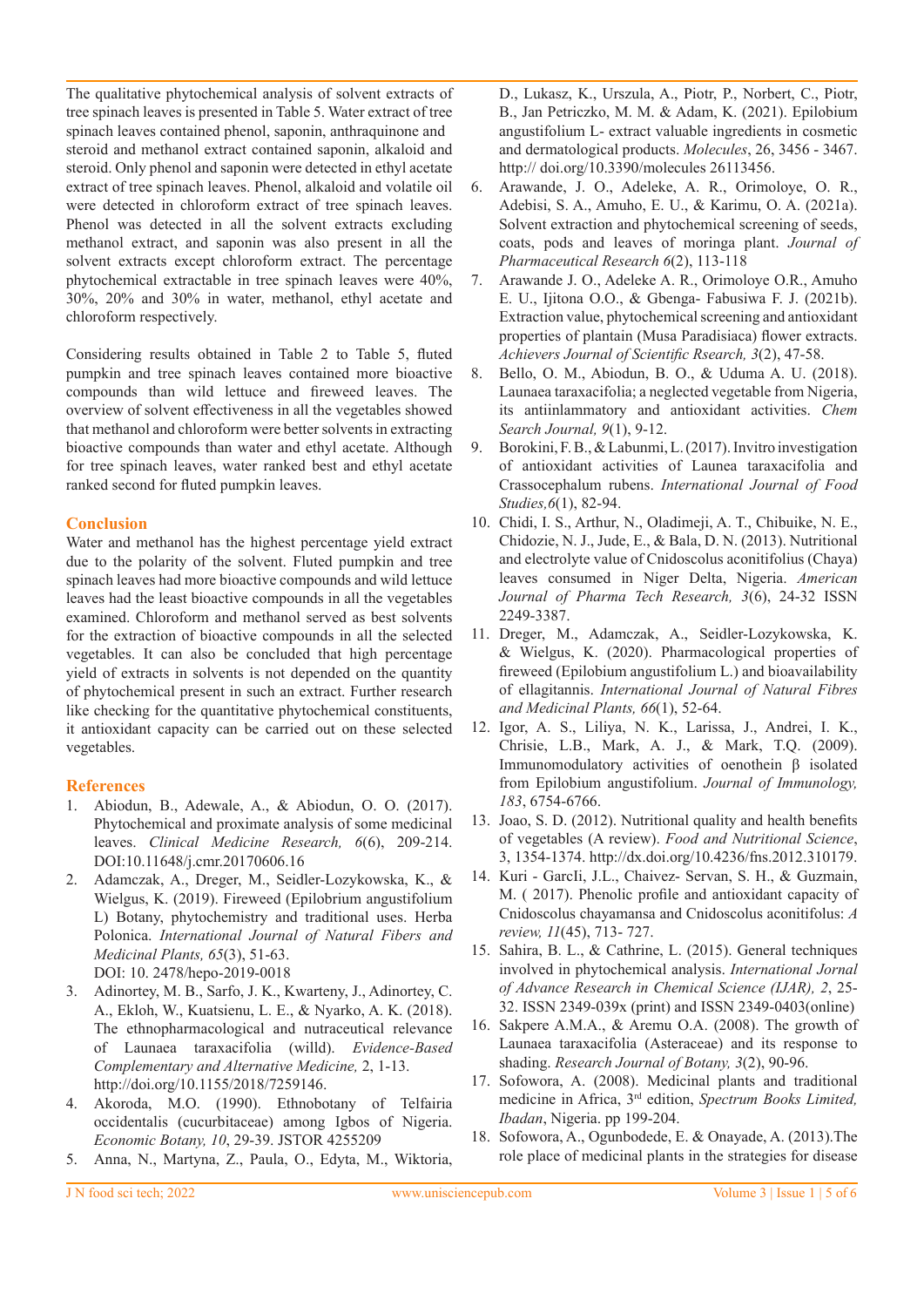The qualitative phytochemical analysis of solvent extracts of tree spinach leaves is presented in Table 5. Water extract of tree spinach leaves contained phenol, saponin, anthraquinone and steroid and methanol extract contained saponin, alkaloid and steroid. Only phenol and saponin were detected in ethyl acetate extract of tree spinach leaves. Phenol, alkaloid and volatile oil were detected in chloroform extract of tree spinach leaves. Phenol was detected in all the solvent extracts excluding methanol extract, and saponin was also present in all the solvent extracts except chloroform extract. The percentage phytochemical extractable in tree spinach leaves were 40%, 30%, 20% and 30% in water, methanol, ethyl acetate and chloroform respectively.

Considering results obtained in Table 2 to Table 5, fluted pumpkin and tree spinach leaves contained more bioactive compounds than wild lettuce and fireweed leaves. The overview of solvent effectiveness in all the vegetables showed that methanol and chloroform were better solvents in extracting bioactive compounds than water and ethyl acetate. Although for tree spinach leaves, water ranked best and ethyl acetate ranked second for fluted pumpkin leaves.

## Conclusion

Water and methanol has the highest percentage yield extract due to the polarity of the solvent. Fluted pumpkin and tree spinach leaves had more bioactive compounds and wild lettuce leaves had the least bioactive compounds in all the vegetables examined. Chloroform and methanol served as best solvents for the extraction of bioactive compounds in all the selected vegetables. It can also be concluded that high percentage yield of extracts in solvents is not depended on the quantity of phytochemical present in such an extract. Further research like checking for the quantitative phytochemical constituents, it antioxidant capacity can be carried out on these selected vegetables.

## References

1. Abiodun, B., Adewale, A., & Abiodun, O. O. (2017). Phytochemical and proximate analysis of some medicinal leaves. *Clinical Medicine Research, 6*(6), 209-214. DOI:10.11648/j.cmr.20170606.16
2. Adamczak, A., Dreger, M., Seidler-Lozykowska, K., & Wielgus, K. (2019). Fireweed (Epilobrium angustifolium L) Botany, phytochemistry and traditional uses. Herba Polonica. *International Journal of Natural Fibers and Medicinal Plants, 65*(3), 51-63. DOI: 10. 2478/hepo-2019-0018
3. Adinortey, M. B., Sarfo, J. K., Kwarteny, J., Adinortey, C. A., Ekloh, W., Kuatsienu, L. E., & Nyarko, A. K. (2018). The ethnopharmacological and nutraceutical relevance of Launaea taraxacifolia (willd). *Evidence-Based Complementary and Alternative Medicine,* 2, 1-13. http://doi.org/10.1155/2018/7259146.
4. Akoroda, M.O. (1990). Ethnobotany of Telfairia occidentalis (cucurbitaceae) among Igbos of Nigeria. *Economic Botany, 10*, 29-39. JSTOR 4255209
5. Anna, N., Martyna, Z., Paula, O., Edyta, M., Wiktoria, D., Lukasz, K., Urszula, A., Piotr, P., Norbert, C., Piotr, B., Jan Petriczko, M. M. & Adam, K. (2021). Epilobium angustifolium L- extract valuable ingredients in cosmetic and dermatological products. *Molecules*, 26, 3456 - 3467. http:// doi.org/10.3390/molecules 26113456.
6. Arawande, J. O., Adeleke, A. R., Orimoloye, O. R., Adebisi, S. A., Amuho, E. U., & Karimu, O. A. (2021a). Solvent extraction and phytochemical screening of seeds, coats, pods and leaves of moringa plant. *Journal of Pharmaceutical Research 6*(2), 113-118
7. Arawande J. O., Adeleke A. R., Orimoloye O.R., Amuho E. U., Ijitona O.O., & Gbenga- Fabusiwa F. J. (2021b). Extraction value, phytochemical screening and antioxidant properties of plantain (Musa Paradisiaca) flower extracts. *Achievers Journal of Scientific Rsearch, 3*(2), 47-58.
8. Bello, O. M., Abiodun, B. O., & Uduma A. U. (2018). Launaea taraxacifolia; a neglected vegetable from Nigeria, its antiinlammatory and antioxidant activities. *Chem Search Journal, 9*(1), 9-12.
9. Borokini, F. B., & Labunmi, L. (2017). Invitro investigation of antioxidant activities of Launea taraxacifolia and Crassocephalum rubens. *International Journal of Food Studies,6*(1), 82-94.
10. Chidi, I. S., Arthur, N., Oladimeji, A. T., Chibuike, N. E., Chidozie, N. J., Jude, E., & Bala, D. N. (2013). Nutritional and electrolyte value of Cnidoscolus aconitifolius (Chaya) leaves consumed in Niger Delta, Nigeria. *American Journal of Pharma Tech Research, 3*(6), 24-32 ISSN 2249-3387.
11. Dreger, M., Adamczak, A., Seidler-Lozykowska, K. & Wielgus, K. (2020). Pharmacological properties of fireweed (Epilobium angustifolium L.) and bioavailability of ellagitannis. *International Journal of Natural Fibres and Medicinal Plants, 66*(1), 52-64.
12. Igor, A. S., Liliya, N. K., Larissa, J., Andrei, I. K., Chrisie, L.B., Mark, A. J., & Mark, T.Q. (2009). Immunomodulatory activities of oenothein β isolated from Epilobium angustifolium. *Journal of Immunology, 183*, 6754-6766.
13. Joao, S. D. (2012). Nutritional quality and health benefits of vegetables (A review). *Food and Nutritional Science*, 3, 1354-1374. http://dx.doi.org/10.4236/fns.2012.310179.
14. Kuri - Garcli, J.L., Chaivez- Servan, S. H., & Guzmain, M. ( 2017). Phenolic profile and antioxidant capacity of Cnidoscolus chayamansa and Cnidoscolus aconitifolus: *A review, 11*(45), 713- 727.
15. Sahira, B. L., & Cathrine, L. (2015). General techniques involved in phytochemical analysis. *International Jornal of Advance Research in Chemical Science (IJAR), 2*, 25-32. ISSN 2349-039x (print) and ISSN 2349-0403(online)
16. Sakpere A.M.A., & Aremu O.A. (2008). The growth of Launaea taraxacifolia (Asteraceae) and its response to shading. *Research Journal of Botany, 3*(2), 90-96.
17. Sofowora, A. (2008). Medicinal plants and traditional medicine in Africa, 3rd edition, *Spectrum Books Limited, Ibadan*, Nigeria. pp 199-204.
18. Sofowora, A., Ogunbodede, E. & Onayade, A. (2013).The role place of medicinal plants in the strategies for disease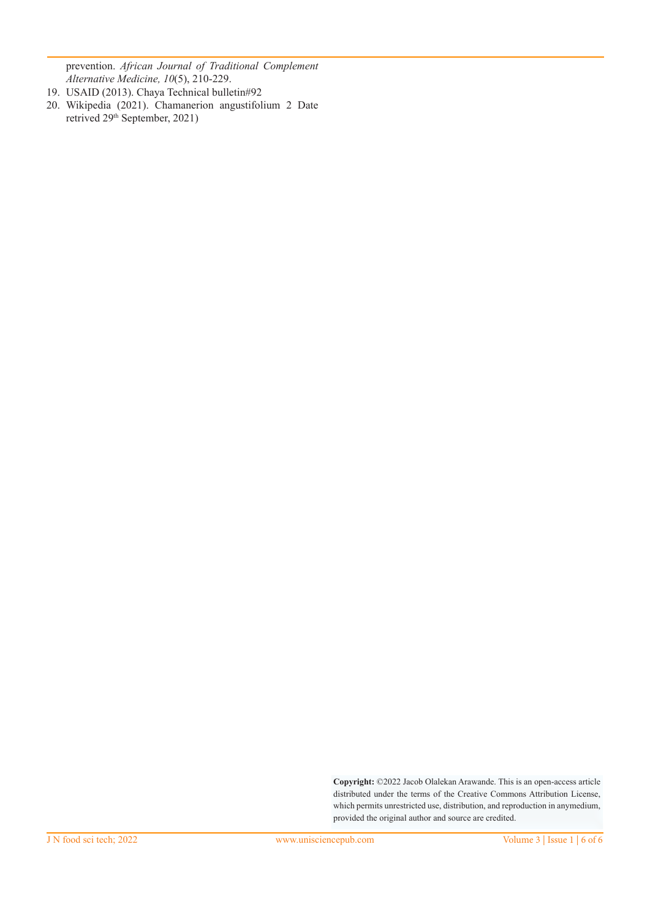prevention. *African Journal of Traditional Complement Alternative Medicine, 10*(5), 210-229.

19. USAID (2013). Chaya Technical bulletin#92
20. Wikipedia (2021). Chamanerion angustifolium 2 Date retrived 29th September, 2021)

**Copyright:** ©2022 Jacob Olalekan Arawande. This is an open-access article distributed under the terms of the Creative Commons Attribution License, which permits unrestricted use, distribution, and reproduction in anymedium, provided the original author and source are credited.